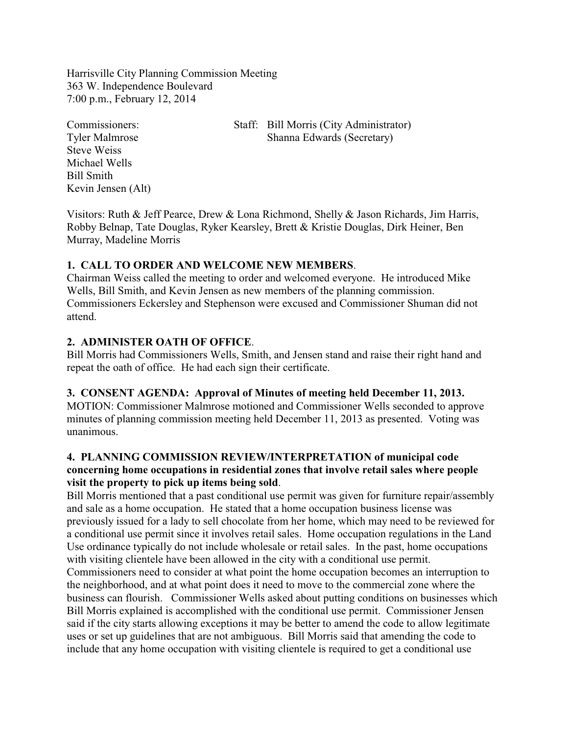Harrisville City Planning Commission Meeting
363 W. Independence Boulevard
7:00 p.m., February 12, 2014

Commissioners:
Tyler Malmrose
Steve Weiss
Michael Wells
Bill Smith
Kevin Jensen (Alt)

Staff: Bill Morris (City Administrator)
Shanna Edwards (Secretary)

Visitors: Ruth & Jeff Pearce, Drew & Lona Richmond, Shelly & Jason Richards, Jim Harris, Robby Belnap, Tate Douglas, Ryker Kearsley, Brett & Kristie Douglas, Dirk Heiner, Ben Murray, Madeline Morris

**1. CALL TO ORDER AND WELCOME NEW MEMBERS**.
Chairman Weiss called the meeting to order and welcomed everyone. He introduced Mike Wells, Bill Smith, and Kevin Jensen as new members of the planning commission. Commissioners Eckersley and Stephenson were excused and Commissioner Shuman did not attend.

**2. ADMINISTER OATH OF OFFICE**.
Bill Morris had Commissioners Wells, Smith, and Jensen stand and raise their right hand and repeat the oath of office. He had each sign their certificate.

**3. CONSENT AGENDA: Approval of Minutes of meeting held December 11, 2013.**
MOTION: Commissioner Malmrose motioned and Commissioner Wells seconded to approve minutes of planning commission meeting held December 11, 2013 as presented. Voting was unanimous.

**4. PLANNING COMMISSION REVIEW/INTERPRETATION of municipal code concerning home occupations in residential zones that involve retail sales where people visit the property to pick up items being sold**.
Bill Morris mentioned that a past conditional use permit was given for furniture repair/assembly and sale as a home occupation. He stated that a home occupation business license was previously issued for a lady to sell chocolate from her home, which may need to be reviewed for a conditional use permit since it involves retail sales. Home occupation regulations in the Land Use ordinance typically do not include wholesale or retail sales. In the past, home occupations with visiting clientele have been allowed in the city with a conditional use permit. Commissioners need to consider at what point the home occupation becomes an interruption to the neighborhood, and at what point does it need to move to the commercial zone where the business can flourish. Commissioner Wells asked about putting conditions on businesses which Bill Morris explained is accomplished with the conditional use permit. Commissioner Jensen said if the city starts allowing exceptions it may be better to amend the code to allow legitimate uses or set up guidelines that are not ambiguous. Bill Morris said that amending the code to include that any home occupation with visiting clientele is required to get a conditional use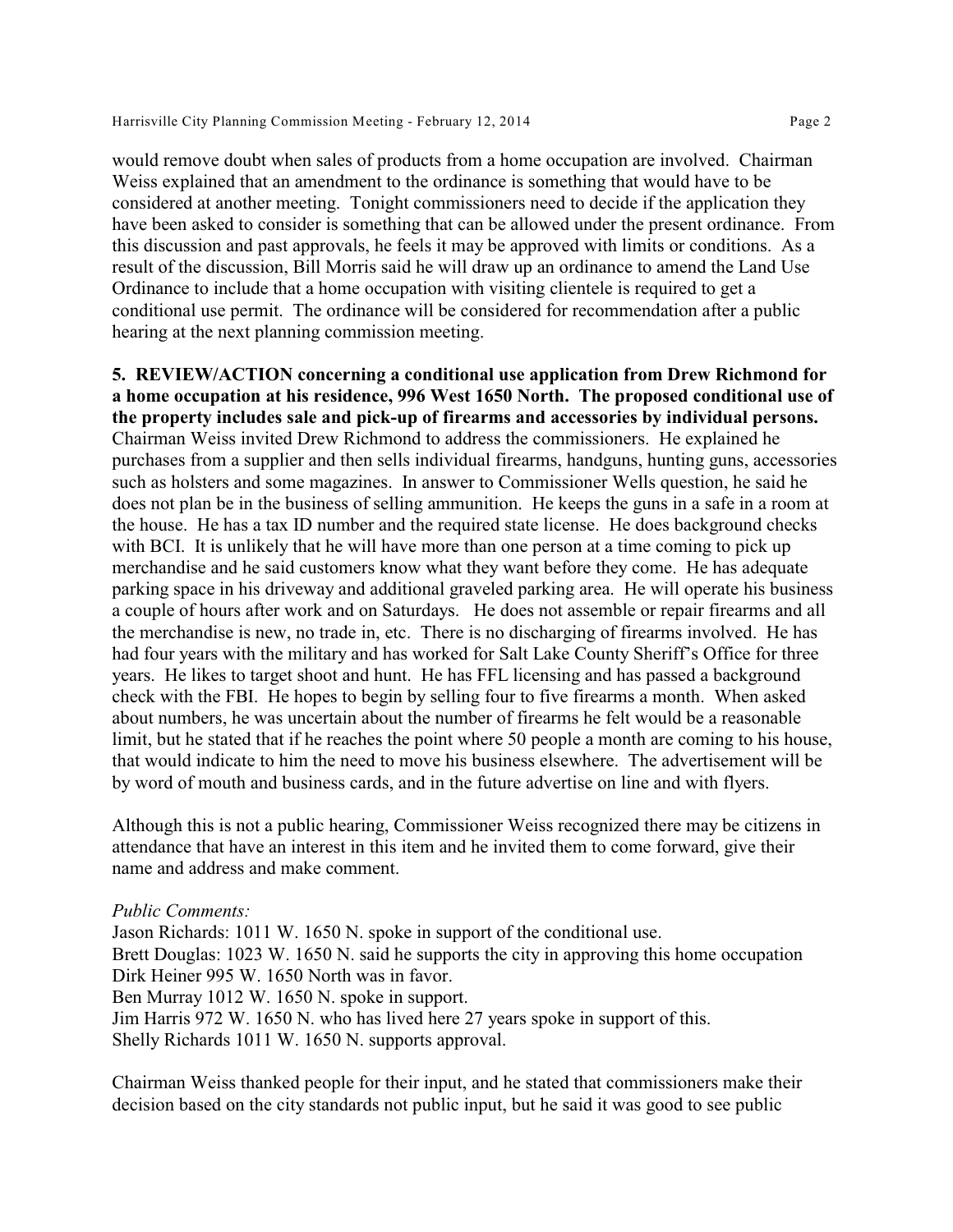would remove doubt when sales of products from a home occupation are involved. Chairman Weiss explained that an amendment to the ordinance is something that would have to be considered at another meeting. Tonight commissioners need to decide if the application they have been asked to consider is something that can be allowed under the present ordinance. From this discussion and past approvals, he feels it may be approved with limits or conditions. As a result of the discussion, Bill Morris said he will draw up an ordinance to amend the Land Use Ordinance to include that a home occupation with visiting clientele is required to get a conditional use permit. The ordinance will be considered for recommendation after a public hearing at the next planning commission meeting.

**5. REVIEW/ACTION concerning a conditional use application from Drew Richmond for a home occupation at his residence, 996 West 1650 North. The proposed conditional use of the property includes sale and pick-up of firearms and accessories by individual persons.** Chairman Weiss invited Drew Richmond to address the commissioners. He explained he purchases from a supplier and then sells individual firearms, handguns, hunting guns, accessories such as holsters and some magazines. In answer to Commissioner Wells question, he said he does not plan be in the business of selling ammunition. He keeps the guns in a safe in a room at the house. He has a tax ID number and the required state license. He does background checks with BCI. It is unlikely that he will have more than one person at a time coming to pick up merchandise and he said customers know what they want before they come. He has adequate parking space in his driveway and additional graveled parking area. He will operate his business a couple of hours after work and on Saturdays. He does not assemble or repair firearms and all the merchandise is new, no trade in, etc. There is no discharging of firearms involved. He has had four years with the military and has worked for Salt Lake County Sheriff's Office for three years. He likes to target shoot and hunt. He has FFL licensing and has passed a background check with the FBI. He hopes to begin by selling four to five firearms a month. When asked about numbers, he was uncertain about the number of firearms he felt would be a reasonable limit, but he stated that if he reaches the point where 50 people a month are coming to his house, that would indicate to him the need to move his business elsewhere. The advertisement will be by word of mouth and business cards, and in the future advertise on line and with flyers.

Although this is not a public hearing, Commissioner Weiss recognized there may be citizens in attendance that have an interest in this item and he invited them to come forward, give their name and address and make comment.

*Public Comments:*
Jason Richards: 1011 W. 1650 N. spoke in support of the conditional use.
Brett Douglas: 1023 W. 1650 N. said he supports the city in approving this home occupation
Dirk Heiner 995 W. 1650 North was in favor.
Ben Murray 1012 W. 1650 N. spoke in support.
Jim Harris 972 W. 1650 N. who has lived here 27 years spoke in support of this.
Shelly Richards 1011 W. 1650 N. supports approval.

Chairman Weiss thanked people for their input, and he stated that commissioners make their decision based on the city standards not public input, but he said it was good to see public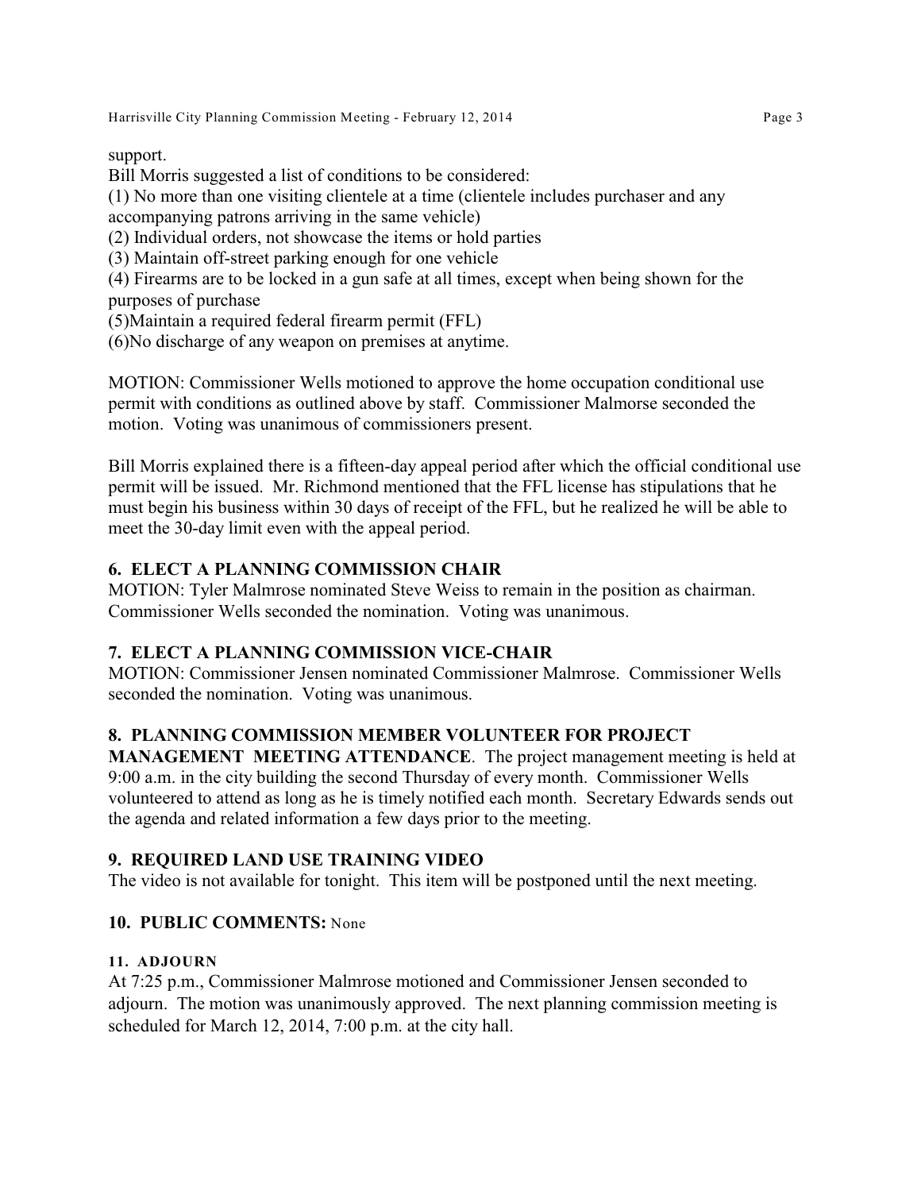support.

Bill Morris suggested a list of conditions to be considered:

(1) No more than one visiting clientele at a time (clientele includes purchaser and any accompanying patrons arriving in the same vehicle)

(2) Individual orders, not showcase the items or hold parties

(3) Maintain off-street parking enough for one vehicle

(4) Firearms are to be locked in a gun safe at all times, except when being shown for the purposes of purchase

(5)Maintain a required federal firearm permit (FFL)

(6)No discharge of any weapon on premises at anytime.

MOTION: Commissioner Wells motioned to approve the home occupation conditional use permit with conditions as outlined above by staff. Commissioner Malmorse seconded the motion. Voting was unanimous of commissioners present.

Bill Morris explained there is a fifteen-day appeal period after which the official conditional use permit will be issued. Mr. Richmond mentioned that the FFL license has stipulations that he must begin his business within 30 days of receipt of the FFL, but he realized he will be able to meet the 30-day limit even with the appeal period.

## 6. ELECT A PLANNING COMMISSION CHAIR

MOTION: Tyler Malmrose nominated Steve Weiss to remain in the position as chairman. Commissioner Wells seconded the nomination. Voting was unanimous.

## 7. ELECT A PLANNING COMMISSION VICE-CHAIR

MOTION: Commissioner Jensen nominated Commissioner Malmrose. Commissioner Wells seconded the nomination. Voting was unanimous.

## 8. PLANNING COMMISSION MEMBER VOLUNTEER FOR PROJECT MANAGEMENT MEETING ATTENDANCE.

The project management meeting is held at 9:00 a.m. in the city building the second Thursday of every month. Commissioner Wells volunteered to attend as long as he is timely notified each month. Secretary Edwards sends out the agenda and related information a few days prior to the meeting.

## 9. REQUIRED LAND USE TRAINING VIDEO

The video is not available for tonight. This item will be postponed until the next meeting.

## 10. PUBLIC COMMENTS: None

## 11. ADJOURN

At 7:25 p.m., Commissioner Malmrose motioned and Commissioner Jensen seconded to adjourn. The motion was unanimously approved. The next planning commission meeting is scheduled for March 12, 2014, 7:00 p.m. at the city hall.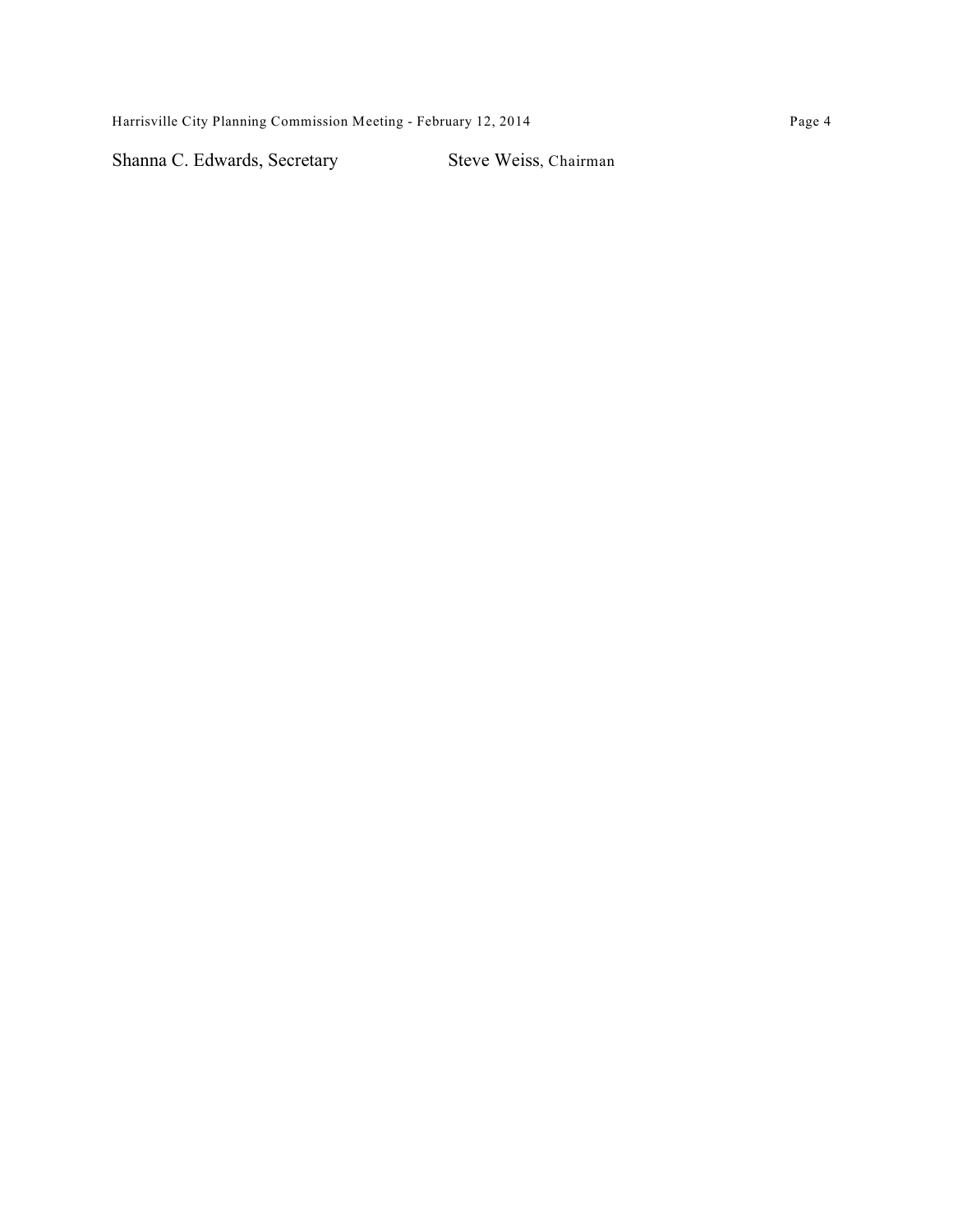Shanna C. Edwards, Secretary Steve Weiss, Chairman